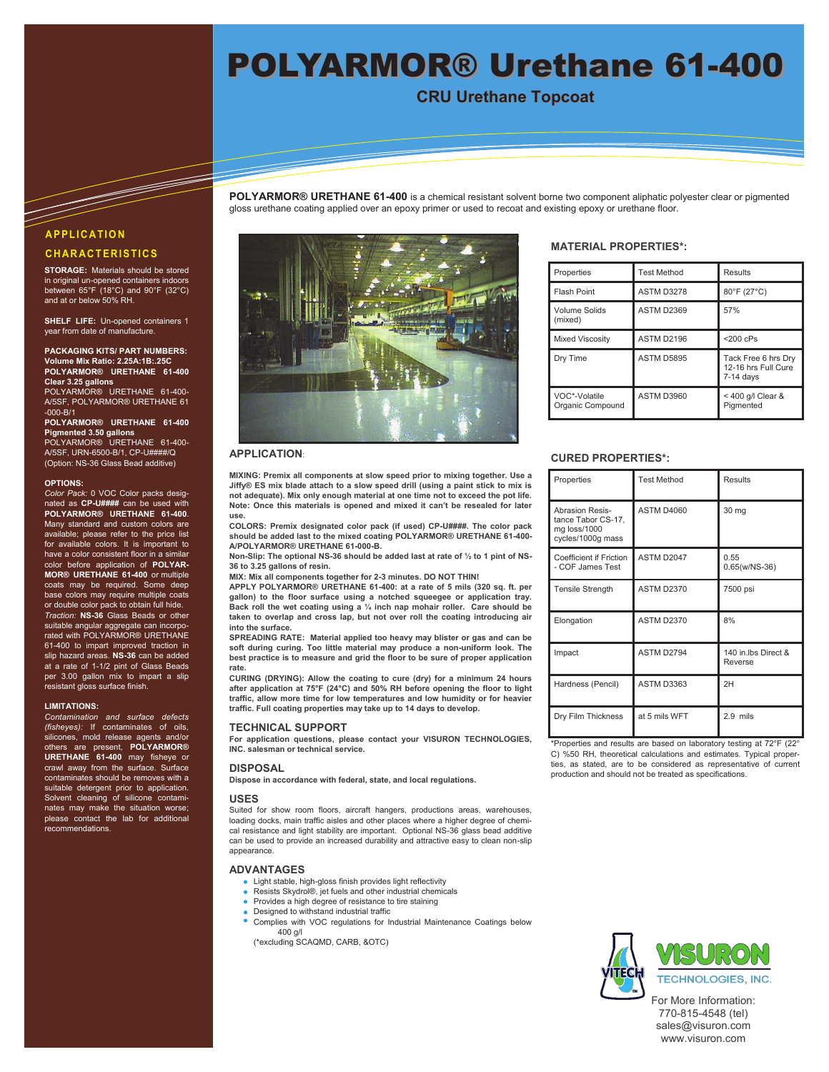# POLYARMOR® Urethane 61-400

## CRU Urethane Topcoat

**POLYARMOR® URETHANE 61-400** is a chemical resistant solvent borne two component aliphatic polyester clear or pigmented gloss urethane coating applied over an epoxy primer or used to recoat and existing epoxy or urethane floor.

## APPLICATION CHARACTERISTICS

**STORAGE:** Materials should be stored in original un-opened containers indoors between 65°F (18°C) and 90°F (32°C) and at or below 50% RH.

**SHELF LIFE:** Un-opened containers 1 year from date of manufacture.

**PACKAGING KITS/ PART NUMBERS:**
**Volume Mix Ratio: 2.25A:1B:.25C**
**POLYARMOR® URETHANE 61-400 Clear 3.25 gallons**
POLYARMOR® URETHANE 61-400-A/5SF, POLYARMOR® URETHANE 61-000-B/1
**POLYARMOR® URETHANE 61-400 Pigmented 3.50 gallons**
POLYARMOR® URETHANE 61-400-A/5SF, URN-6500-B/1, CP-U####/Q (Option: NS-36 Glass Bead additive)

**OPTIONS:**
*Color Pack:* 0 VOC Color packs designated as **CP-U####** can be used with **POLYARMOR® URETHANE 61-400**. Many standard and custom colors are available; please refer to the price list for available colors. It is important to have a color consistent floor in a similar color before application of **POLYARMOR® URETHANE 61-400** or multiple coats may be required. Some deep base colors may require multiple coats or double color pack to obtain full hide.
*Traction:* **NS-36** Glass Beads or other suitable angular aggregate can incorporated with POLYARMOR® URETHANE 61-400 to impart improved traction in slip hazard areas. **NS-36** can be added at a rate of 1-1/2 pint of Glass Beads per 3.00 gallon mix to impart a slip resistant gloss surface finish.

**LIMITATIONS:**
*Contamination and surface defects (fisheyes):* If contaminates of oils, silicones, mold release agents and/or others are present, **POLYARMOR® URETHANE 61-400** may fisheye or crawl away from the surface. Surface contaminates should be removes with a suitable detergent prior to application. Solvent cleaning of silicone contaminates may make the situation worse; please contact the lab for additional recommendations.

## APPLICATION:

**MIXING: Premix all components at slow speed prior to mixing together. Use a Jiffy® ES mix blade attach to a slow speed drill (using a paint stick to mix is not adequate). Mix only enough material at one time not to exceed the pot life. Note: Once this materials is opened and mixed it can't be resealed for later use.**
**COLORS: Premix designated color pack (if used) CP-U####. The color pack should be added last to the mixed coating POLYARMOR® URETHANE 61-400-A/POLYARMOR® URETHANE 61-000-B.**
**Non-Slip: The optional NS-36 should be added last at rate of ½ to 1 pint of NS-36 to 3.25 gallons of resin.**
**MIX: Mix all components together for 2-3 minutes. DO NOT THIN!**
**APPLY POLYARMOR® URETHANE 61-400: at a rate of 5 mils (320 sq. ft. per gallon) to the floor surface using a notched squeegee or application tray. Back roll the wet coating using a ¼ inch nap mohair roller. Care should be taken to overlap and cross lap, but not over roll the coating introducing air into the surface.**
**SPREADING RATE: Material applied too heavy may blister or gas and can be soft during curing. Too little material may produce a non-uniform look. The best practice is to measure and grid the floor to be sure of proper application rate.**
**CURING (DRYING): Allow the coating to cure (dry) for a minimum 24 hours after application at 75°F (24°C) and 50% RH before opening the floor to light traffic, allow more time for low temperatures and low humidity or for heavier traffic. Full coating properties may take up to 14 days to develop.**

## TECHNICAL SUPPORT

**For application questions, please contact your VISURON TECHNOLOGIES, INC. salesman or technical service.**

## DISPOSAL

**Dispose in accordance with federal, state, and local regulations.**

## USES

Suited for show room floors, aircraft hangers, productions areas, warehouses, loading docks, main traffic aisles and other places where a higher degree of chemical resistance and light stability are important. Optional NS-36 glass bead additive can be used to provide an increased durability and attractive easy to clean non-slip appearance.

## ADVANTAGES

- Light stable, high-gloss finish provides light reflectivity
- Resists Skydrol®, jet fuels and other industrial chemicals
- Provides a high degree of resistance to tire staining
- Designed to withstand industrial traffic
- Complies with VOC regulations for Industrial Maintenance Coatings below 400 g/l
  (*excluding SCAQMD, CARB, &OTC)

## MATERIAL PROPERTIES*:

| Properties | Test Method | Results |
|---|---|---|
| Flash Point | ASTM D3278 | 80°F (27°C) |
| Volume Solids (mixed) | ASTM D2369 | 57% |
| Mixed Viscosity | ASTM D2196 | <200 cPs |
| Dry Time | ASTM D5895 | Tack Free 6 hrs Dry 12-16 hrs Full Cure 7-14 days |
| VOC*-Volatile Organic Compound | ASTM D3960 | < 400 g/l Clear & Pigmented |

## CURED PROPERTIES*:

| Properties | Test Method | Results |
|---|---|---|
| Abrasion Resistance Tabor CS-17, mg loss/1000 cycles/1000g mass | ASTM D4060 | 30 mg |
| Coefficient if Friction - COF James Test | ASTM D2047 | 0.55<br>0.65(w/NS-36) |
| Tensile Strength | ASTM D2370 | 7500 psi |
| Elongation | ASTM D2370 | 8% |
| Impact | ASTM D2794 | 140 in.lbs Direct & Reverse |
| Hardness (Pencil) | ASTM D3363 | 2H |
| Dry Film Thickness | at 5 mils WFT | 2.9 mils |

*Properties and results are based on laboratory testing at 72°F (22° C) %50 RH, theoretical calculations and estimates. Typical properties, as stated, are to be considered as representative of current production and should not be treated as specifications.

VISURON TECHNOLOGIES, INC.

For More Information:
770-815-4548 (tel)
sales@visuron.com
www.visuron.com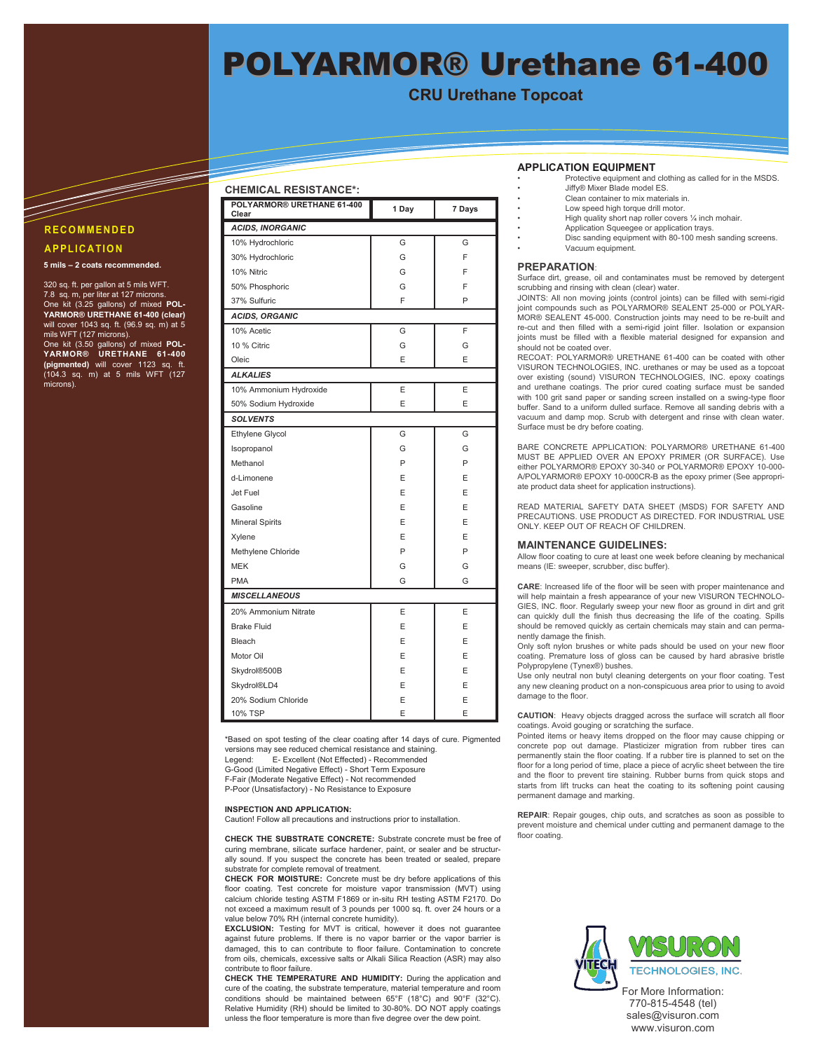# POLYARMOR® Urethane 61-400

## CRU Urethane Topcoat

### RECOMMENDED APPLICATION

**5 mils – 2 coats recommended.**

320 sq. ft. per gallon at 5 mils WFT.
7.8 sq. m, per liter at 127 microns.
One kit (3.25 gallons) of mixed **POLYARMOR® URETHANE 61-400 (clear)** will cover 1043 sq. ft. (96.9 sq. m) at 5 mils WFT (127 microns).
One kit (3.50 gallons) of mixed **POLYARMOR® URETHANE 61-400 (pigmented)** will cover 1123 sq. ft. (104.3 sq. m) at 5 mils WFT (127 microns).

### CHEMICAL RESISTANCE*:

| POLYARMOR® URETHANE 61-400 Clear | 1 Day | 7 Days |
|---|---|---|
| ***ACIDS, INORGANIC*** | | |
| 10% Hydrochloric | G | G |
| 30% Hydrochloric | G | F |
| 10% Nitric | G | F |
| 50% Phosphoric | G | F |
| 37% Sulfuric | F | P |
| ***ACIDS, ORGANIC*** | | |
| 10% Acetic | G | F |
| 10 % Citric | G | G |
| Oleic | E | E |
| ***ALKALIES*** | | |
| 10% Ammonium Hydroxide | E | E |
| 50% Sodium Hydroxide | E | E |
| ***SOLVENTS*** | | |
| Ethylene Glycol | G | G |
| Isopropanol | G | G |
| Methanol | P | P |
| d-Limonene | E | E |
| Jet Fuel | E | E |
| Gasoline | E | E |
| Mineral Spirits | E | E |
| Xylene | E | E |
| Methylene Chloride | P | P |
| MEK | G | G |
| PMA | G | G |
| ***MISCELLANEOUS*** | | |
| 20% Ammonium Nitrate | E | E |
| Brake Fluid | E | E |
| Bleach | E | E |
| Motor Oil | E | E |
| Skydrol®500B | E | E |
| Skydrol®LD4 | E | E |
| 20% Sodium Chloride | E | E |
| 10% TSP | E | E |

*Based on spot testing of the clear coating after 14 days of cure. Pigmented versions may see reduced chemical resistance and staining.
Legend: E- Excellent (Not Effected) - Recommended
G-Good (Limited Negative Effect) - Short Term Exposure
F-Fair (Moderate Negative Effect) - Not recommended
P-Poor (Unsatisfactory) - No Resistance to Exposure

#### INSPECTION AND APPLICATION:

Caution! Follow all precautions and instructions prior to installation.

**CHECK THE SUBSTRATE CONCRETE:** Substrate concrete must be free of curing membrane, silicate surface hardener, paint, or sealer and be structurally sound. If you suspect the concrete has been treated or sealed, prepare substrate for complete removal of treatment.

**CHECK FOR MOISTURE:** Concrete must be dry before applications of this floor coating. Test concrete for moisture vapor transmission (MVT) using calcium chloride testing ASTM F1869 or in-situ RH testing ASTM F2170. Do not exceed a maximum result of 3 pounds per 1000 sq. ft. over 24 hours or a value below 70% RH (internal concrete humidity).

**EXCLUSION:** Testing for MVT is critical, however it does not guarantee against future problems. If there is no vapor barrier or the vapor barrier is damaged, this to can contribute to floor failure. Contamination to concrete from oils, chemicals, excessive salts or Alkali Silica Reaction (ASR) may also contribute to floor failure.

**CHECK THE TEMPERATURE AND HUMIDITY:** During the application and cure of the coating, the substrate temperature, material temperature and room conditions should be maintained between 65°F (18°C) and 90°F (32°C). Relative Humidity (RH) should be limited to 30-80%. DO NOT apply coatings unless the floor temperature is more than five degree over the dew point.

### APPLICATION EQUIPMENT

- Protective equipment and clothing as called for in the MSDS.
- Jiffy® Mixer Blade model ES.
- Clean container to mix materials in.
- Low speed high torque drill motor.
- High quality short nap roller covers ¼ inch mohair.
- Application Squeegee or application trays.
- Disc sanding equipment with 80-100 mesh sanding screens.
- Vacuum equipment.

### PREPARATION:

Surface dirt, grease, oil and contaminates must be removed by detergent scrubbing and rinsing with clean (clear) water.

JOINTS: All non moving joints (control joints) can be filled with semi-rigid joint compounds such as POLYARMOR® SEALENT 25-000 or POLYARMOR® SEALENT 45-000. Construction joints may need to be re-built and re-cut and then filled with a semi-rigid joint filler. Isolation or expansion joints must be filled with a flexible material designed for expansion and should not be coated over.

RECOAT: POLYARMOR® URETHANE 61-400 can be coated with other VISURON TECHNOLOGIES, INC. urethanes or may be used as a topcoat over existing (sound) VISURON TECHNOLOGIES, INC. epoxy coatings and urethane coatings. The prior cured coating surface must be sanded with 100 grit sand paper or sanding screen installed on a swing-type floor buffer. Sand to a uniform dulled surface. Remove all sanding debris with a vacuum and damp mop. Scrub with detergent and rinse with clean water. Surface must be dry before coating.

BARE CONCRETE APPLICATION: POLYARMOR® URETHANE 61-400 MUST BE APPLIED OVER AN EPOXY PRIMER (OR SURFACE). Use either POLYARMOR® EPOXY 30-340 or POLYARMOR® EPOXY 10-000-A/POLYARMOR® EPOXY 10-000CR-B as the epoxy primer (See appropriate product data sheet for application instructions).

READ MATERIAL SAFETY DATA SHEET (MSDS) FOR SAFETY AND PRECAUTIONS. USE PRODUCT AS DIRECTED. FOR INDUSTRIAL USE ONLY. KEEP OUT OF REACH OF CHILDREN.

### MAINTENANCE GUIDELINES:

Allow floor coating to cure at least one week before cleaning by mechanical means (IE: sweeper, scrubber, disc buffer).

**CARE**: Increased life of the floor will be seen with proper maintenance and will help maintain a fresh appearance of your new VISURON TECHNOLOGIES, INC. floor. Regularly sweep your new floor as ground in dirt and grit can quickly dull the finish thus decreasing the life of the coating. Spills should be removed quickly as certain chemicals may stain and can permanently damage the finish.

Only soft nylon brushes or white pads should be used on your new floor coating. Premature loss of gloss can be caused by hard abrasive bristle Polypropylene (Tynex®) bushes.

Use only neutral non butyl cleaning detergents on your floor coating. Test any new cleaning product on a non-conspicuous area prior to using to avoid damage to the floor.

**CAUTION**: Heavy objects dragged across the surface will scratch all floor coatings. Avoid gouging or scratching the surface.

Pointed items or heavy items dropped on the floor may cause chipping or concrete pop out damage. Plasticizer migration from rubber tires can permanently stain the floor coating. If a rubber tire is planned to set on the floor for a long period of time, place a piece of acrylic sheet between the tire and the floor to prevent tire staining. Rubber burns from quick stops and starts from lift trucks can heat the coating to its softening point causing permanent damage and marking.

**REPAIR**: Repair gouges, chip outs, and scratches as soon as possible to prevent moisture and chemical under cutting and permanent damage to the floor coating.

VITECH VISURON TECHNOLOGIES, INC.

For More Information:
770-815-4548 (tel)
sales@visuron.com
www.visuron.com